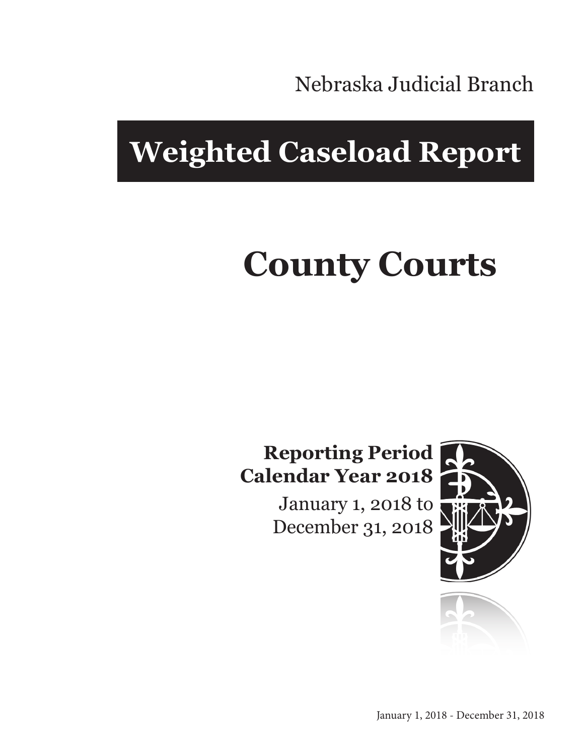Nebraska Judicial Branch

# Weighted Caseload Report

# County Courts

**Reporting Period**
**Calendar Year 2018**

January 1, 2018 to
December 31, 2018

January 1, 2018 - December 31, 2018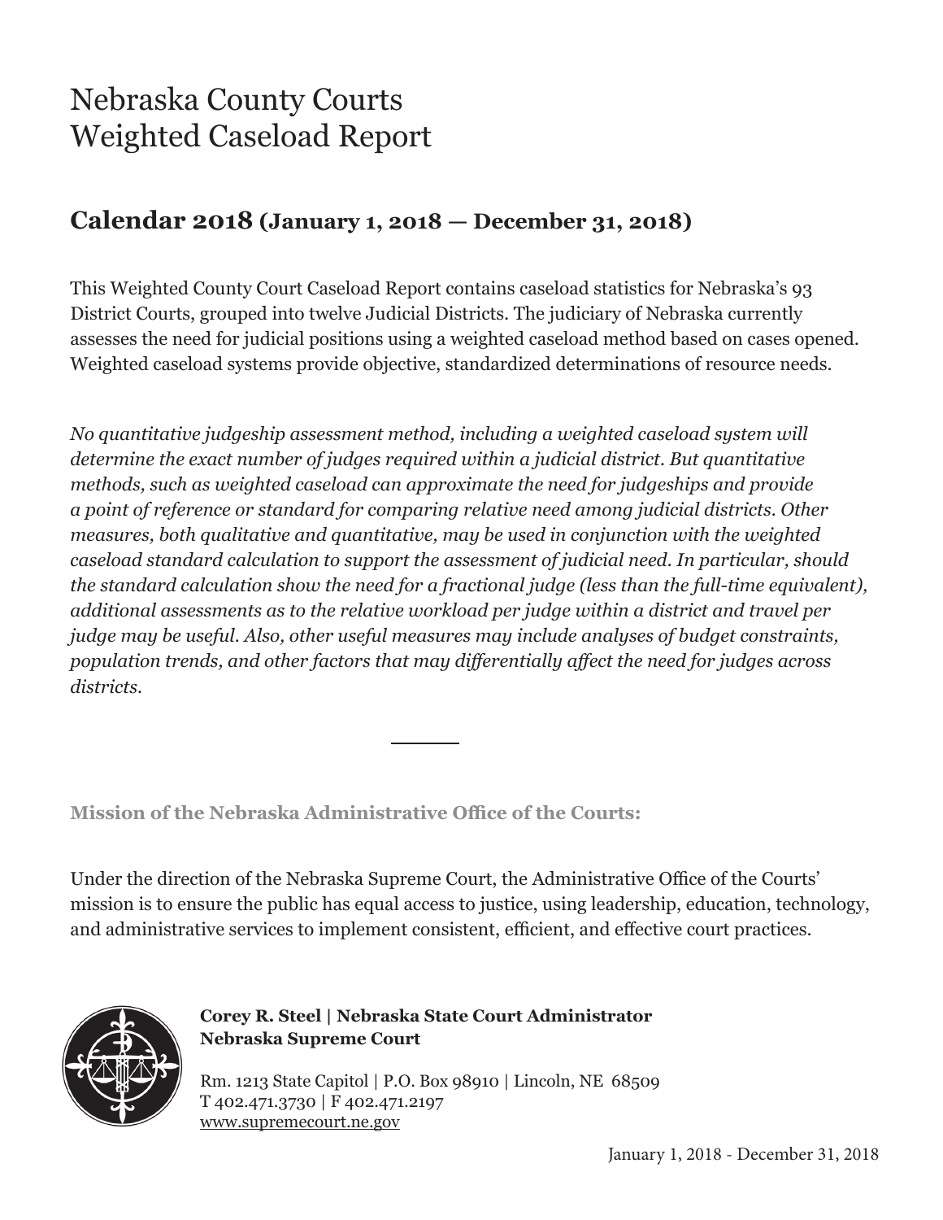# Nebraska County Courts
# Weighted Caseload Report

## Calendar 2018 (January 1, 2018 — December 31, 2018)

This Weighted County Court Caseload Report contains caseload statistics for Nebraska's 93 District Courts, grouped into twelve Judicial Districts. The judiciary of Nebraska currently assesses the need for judicial positions using a weighted caseload method based on cases opened. Weighted caseload systems provide objective, standardized determinations of resource needs.

*No quantitative judgeship assessment method, including a weighted caseload system will determine the exact number of judges required within a judicial district. But quantitative methods, such as weighted caseload can approximate the need for judgeships and provide a point of reference or standard for comparing relative need among judicial districts. Other measures, both qualitative and quantitative, may be used in conjunction with the weighted caseload standard calculation to support the assessment of judicial need. In particular, should the standard calculation show the need for a fractional judge (less than the full-time equivalent), additional assessments as to the relative workload per judge within a district and travel per judge may be useful. Also, other useful measures may include analyses of budget constraints, population trends, and other factors that may differentially affect the need for judges across districts.*

---

**Mission of the Nebraska Administrative Office of the Courts:**

Under the direction of the Nebraska Supreme Court, the Administrative Office of the Courts' mission is to ensure the public has equal access to justice, using leadership, education, technology, and administrative services to implement consistent, efficient, and effective court practices.

**Corey R. Steel | Nebraska State Court Administrator**
**Nebraska Supreme Court**

Rm. 1213 State Capitol | P.O. Box 98910 | Lincoln, NE 68509
T 402.471.3730 | F 402.471.2197
www.supremecourt.ne.gov

January 1, 2018 - December 31, 2018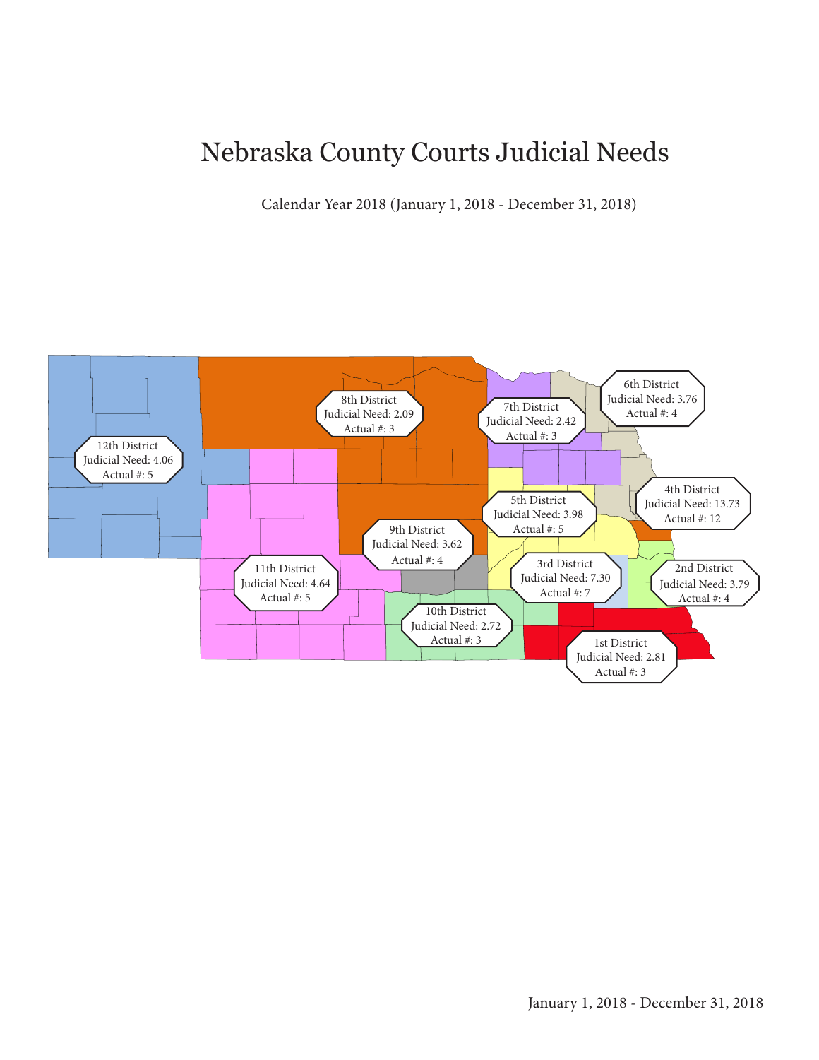# Nebraska County Courts Judicial Needs

Calendar Year 2018 (January 1, 2018 - December 31, 2018)

12th District
Judicial Need: 4.06
Actual #: 5

8th District
Judicial Need: 2.09
Actual #: 3

7th District
Judicial Need: 2.42
Actual #: 3

6th District
Judicial Need: 3.76
Actual #: 4

4th District
Judicial Need: 13.73
Actual #: 12

5th District
Judicial Need: 3.98
Actual #: 5

9th District
Judicial Need: 3.62
Actual #: 4

11th District
Judicial Need: 4.64
Actual #: 5

3rd District
Judicial Need: 7.30
Actual #: 7

2nd District
Judicial Need: 3.79
Actual #: 4

10th District
Judicial Need: 2.72
Actual #: 3

1st District
Judicial Need: 2.81
Actual #: 3

January 1, 2018 - December 31, 2018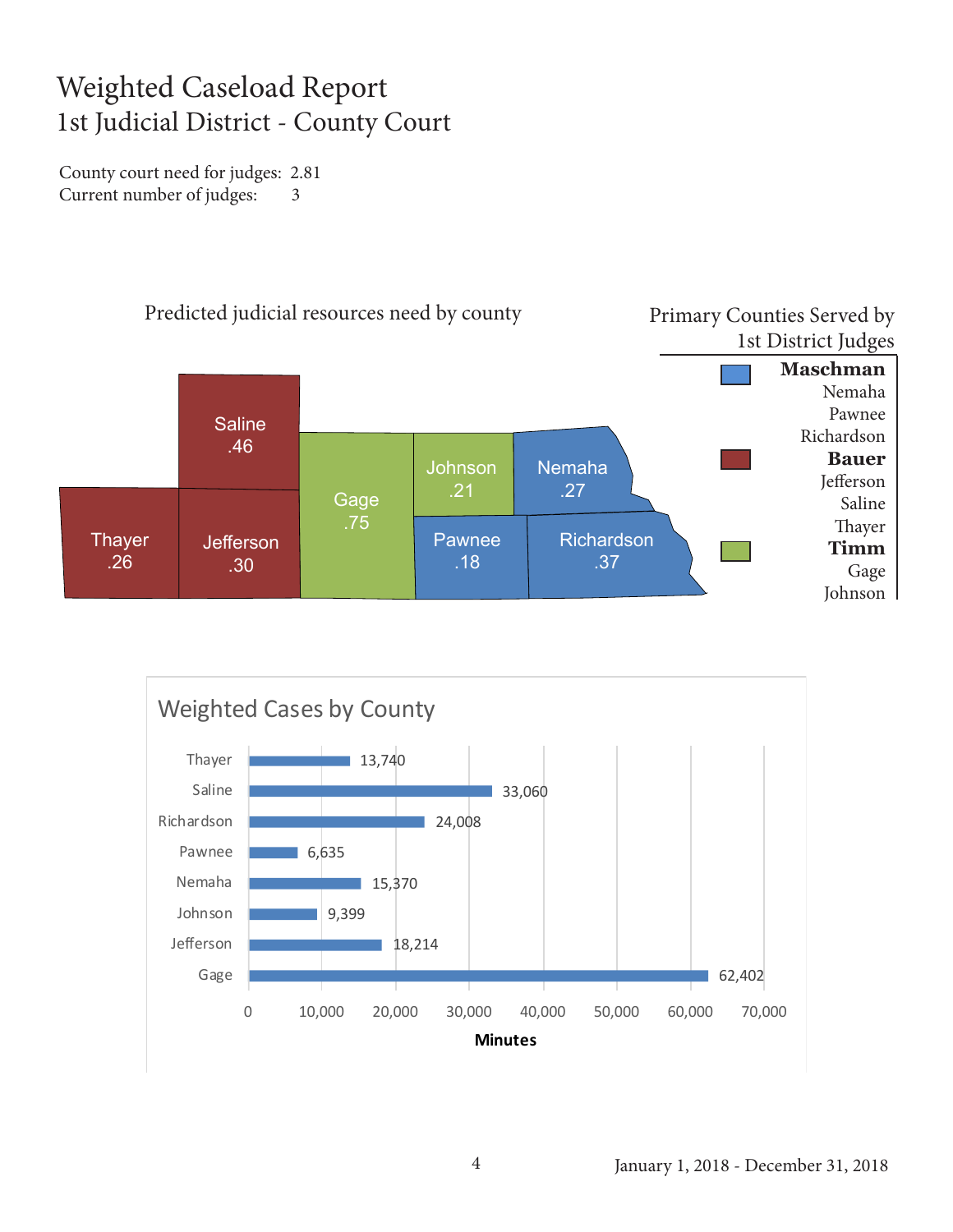# Weighted Caseload Report
## 1st Judicial District - County Court

County court need for judges: 2.81
Current number of judges: 3

### Predicted judicial resources need by county

| County | Need |
|---|---|
| Saline | .46 |
| Thayer | .26 |
| Jefferson | .30 |
| Gage | .75 |
| Johnson | .21 |
| Nemaha | .27 |
| Pawnee | .18 |
| Richardson | .37 |

### Primary Counties Served by 1st District Judges

**Maschman**
Nemaha
Pawnee
Richardson

**Bauer**
Jefferson
Saline
Thayer

**Timm**
Gage
Johnson

### Weighted Cases by County

| County | Minutes |
|---|---|
| Thayer | 13,740 |
| Saline | 33,060 |
| Richardson | 24,008 |
| Pawnee | 6,635 |
| Nemaha | 15,370 |
| Johnson | 9,399 |
| Jefferson | 18,214 |
| Gage | 62,402 |

January 1, 2018 - December 31, 2018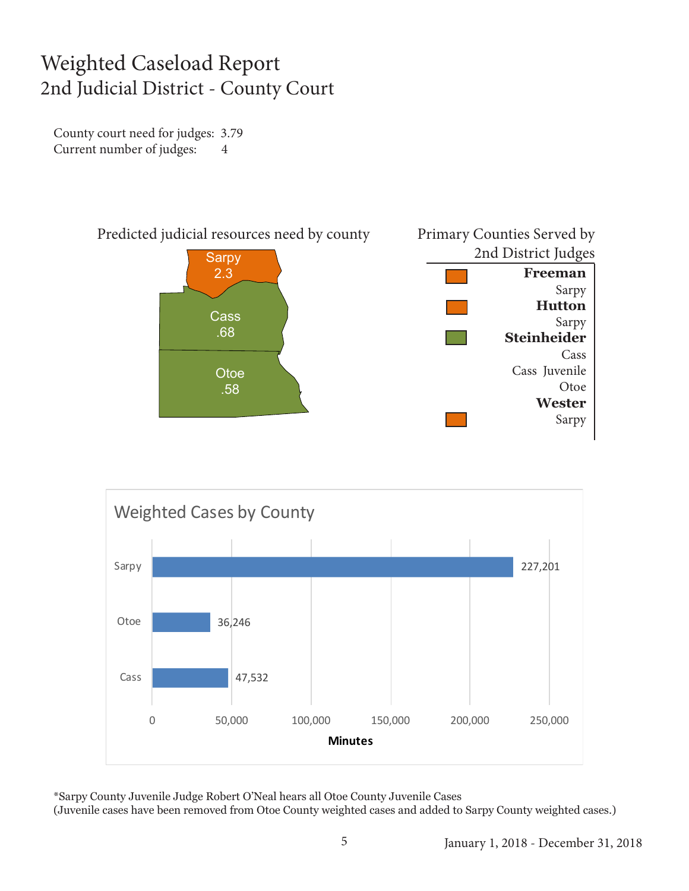# Weighted Caseload Report
## 2nd Judicial District - County Court

County court need for judges: 3.79
Current number of judges: 4

### Predicted judicial resources need by county

| County | Need |
|---|---|
| Sarpy | 2.3 |
| Cass | .68 |
| Otoe | .58 |

### Primary Counties Served by 2nd District Judges

**Freeman**
Sarpy

**Hutton**
Sarpy

**Steinheider**
Cass
Cass Juvenile
Otoe

**Wester**
Sarpy

### Weighted Cases by County

| County | Minutes |
|---|---|
| Sarpy | 227,201 |
| Otoe | 36,246 |
| Cass | 47,532 |

*Sarpy County Juvenile Judge Robert O'Neal hears all Otoe County Juvenile Cases
(Juvenile cases have been removed from Otoe County weighted cases and added to Sarpy County weighted cases.)

January 1, 2018 - December 31, 2018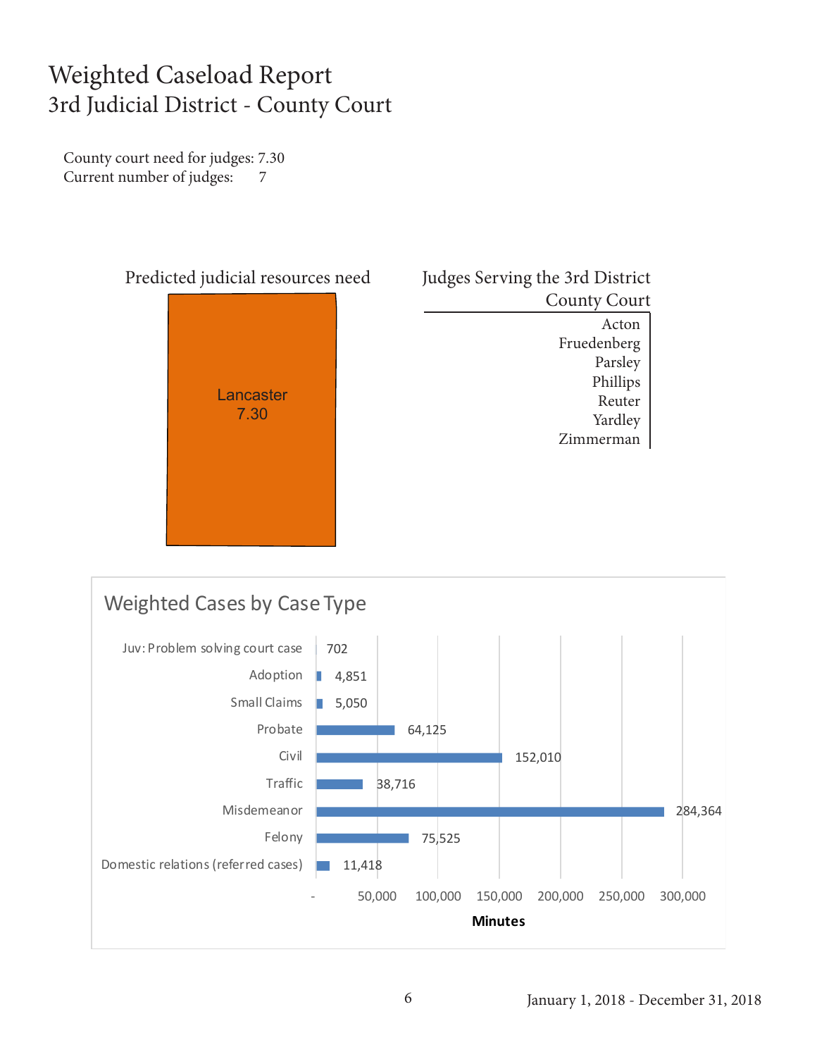# Weighted Caseload Report

## 3rd Judicial District - County Court

County court need for judges: 7.30
Current number of judges: 7

### Predicted judicial resources need

Lancaster
7.30

### Judges Serving the 3rd District County Court

- Acton
- Fruedenberg
- Parsley
- Phillips
- Reuter
- Yardley
- Zimmerman

### Weighted Cases by Case Type

| Case Type | Minutes |
| --- | --- |
| Juv: Problem solving court case | 702 |
| Adoption | 4,851 |
| Small Claims | 5,050 |
| Probate | 64,125 |
| Civil | 152,010 |
| Traffic | 38,716 |
| Misdemeanor | 284,364 |
| Felony | 75,525 |
| Domestic relations (referred cases) | 11,418 |

January 1, 2018 - December 31, 2018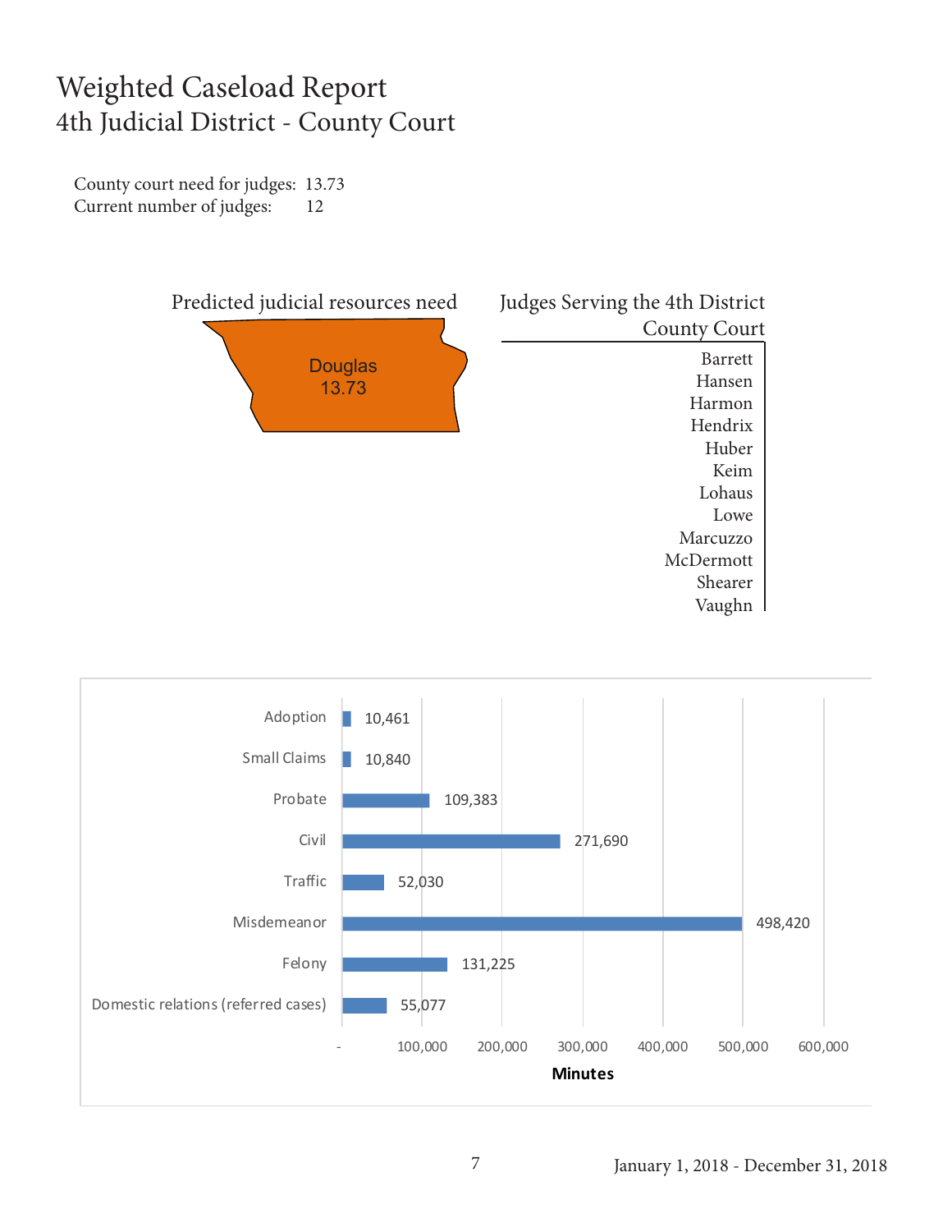# Weighted Caseload Report
## 4th Judicial District - County Court

County court need for judges: 13.73
Current number of judges: 12

Predicted judicial resources need

Douglas
13.73

**Judges Serving the 4th District County Court**

Barrett
Hansen
Harmon
Hendrix
Huber
Keim
Lohaus
Lowe
Marcuzzo
McDermott
Shearer
Vaughn

| Case Type | Minutes |
| --- | --- |
| Adoption | 10,461 |
| Small Claims | 10,840 |
| Probate | 109,383 |
| Civil | 271,690 |
| Traffic | 52,030 |
| Misdemeanor | 498,420 |
| Felony | 131,225 |
| Domestic relations (referred cases) | 55,077 |

January 1, 2018 - December 31, 2018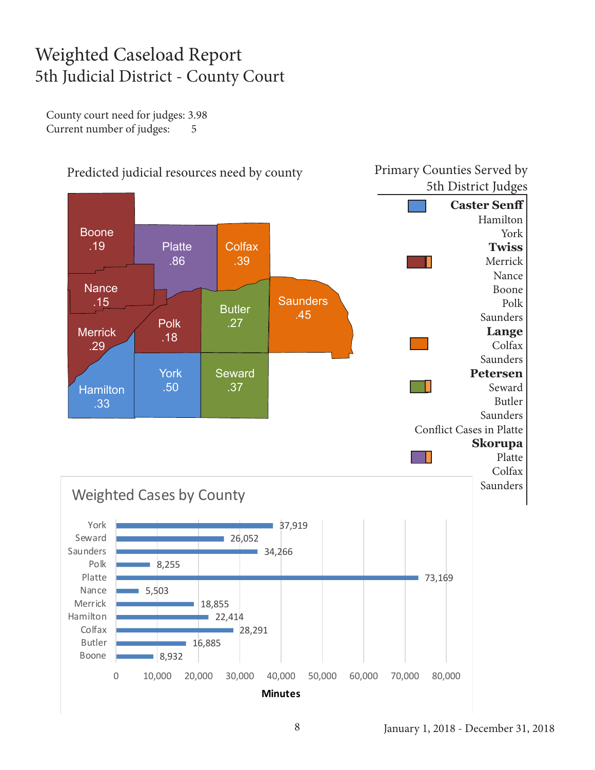# Weighted Caseload Report
## 5th Judicial District - County Court

County court need for judges: 3.98
Current number of judges: 5

### Predicted judicial resources need by county

| County | Need |
|---|---|
| Boone | .19 |
| Platte | .86 |
| Colfax | .39 |
| Nance | .15 |
| Butler | .27 |
| Saunders | .45 |
| Polk | .18 |
| Merrick | .29 |
| York | .50 |
| Seward | .37 |
| Hamilton | .33 |

### Primary Counties Served by 5th District Judges

**Caster Senff**
Hamilton
York

**Twiss**
Merrick
Nance
Boone
Polk
Saunders

**Lange**
Colfax
Saunders

**Petersen**
Seward
Butler
Saunders
Conflict Cases in Platte

**Skorupa**
Platte
Colfax
Saunders

### Weighted Cases by County

| County | Minutes |
|---|---|
| York | 37,919 |
| Seward | 26,052 |
| Saunders | 34,266 |
| Polk | 8,255 |
| Platte | 73,169 |
| Nance | 5,503 |
| Merrick | 18,855 |
| Hamilton | 22,414 |
| Colfax | 28,291 |
| Butler | 16,885 |
| Boone | 8,932 |

January 1, 2018 - December 31, 2018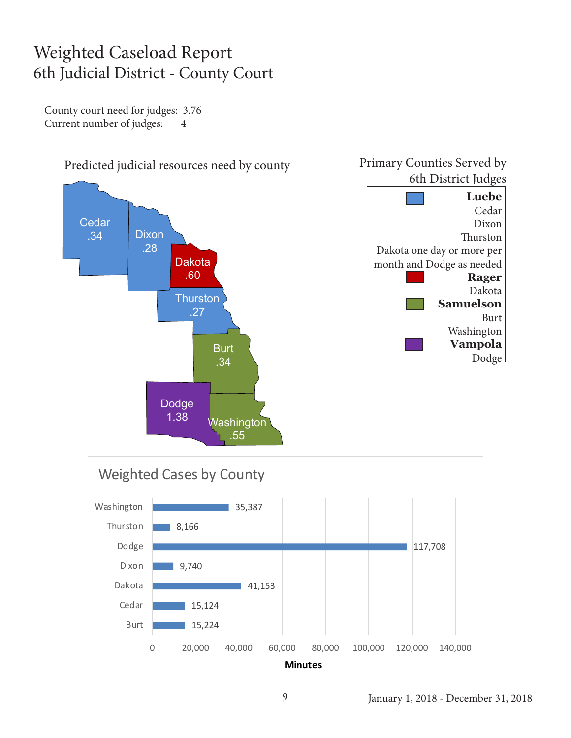# Weighted Caseload Report

## 6th Judicial District - County Court

County court need for judges: 3.76
Current number of judges: 4

### Predicted judicial resources need by county

| County | Need |
|---|---|
| Cedar | .34 |
| Dixon | .28 |
| Dakota | .60 |
| Thurston | .27 |
| Burt | .34 |
| Dodge | 1.38 |
| Washington | .55 |

### Primary Counties Served by 6th District Judges

**Luebe**
Cedar
Dixon
Thurston
Dakota one day or more per month and Dodge as needed

**Rager**
Dakota

**Samuelson**
Burt
Washington

**Vampola**
Dodge

### Weighted Cases by County

| County | Minutes |
|---|---|
| Washington | 35,387 |
| Thurston | 8,166 |
| Dodge | 117,708 |
| Dixon | 9,740 |
| Dakota | 41,153 |
| Cedar | 15,124 |
| Burt | 15,224 |

January 1, 2018 - December 31, 2018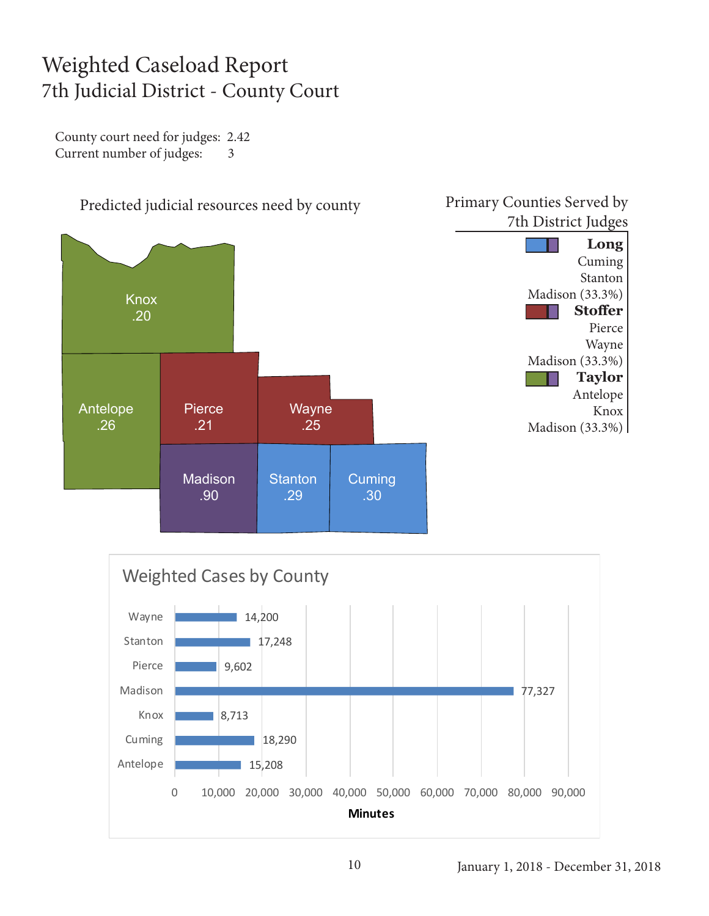# Weighted Caseload Report
## 7th Judicial District - County Court

County court need for judges: 2.42
Current number of judges: 3

### Predicted judicial resources need by county

| County | Need |
|---|---|
| Knox | .20 |
| Antelope | .26 |
| Pierce | .21 |
| Wayne | .25 |
| Madison | .90 |
| Stanton | .29 |
| Cuming | .30 |

### Primary Counties Served by 7th District Judges

**Long**
Cuming
Stanton
Madison (33.3%)

**Stoffer**
Pierce
Wayne
Madison (33.3%)

**Taylor**
Antelope
Knox
Madison (33.3%)

### Weighted Cases by County

| County | Minutes |
|---|---|
| Wayne | 14,200 |
| Stanton | 17,248 |
| Pierce | 9,602 |
| Madison | 77,327 |
| Knox | 8,713 |
| Cuming | 18,290 |
| Antelope | 15,208 |

January 1, 2018 - December 31, 2018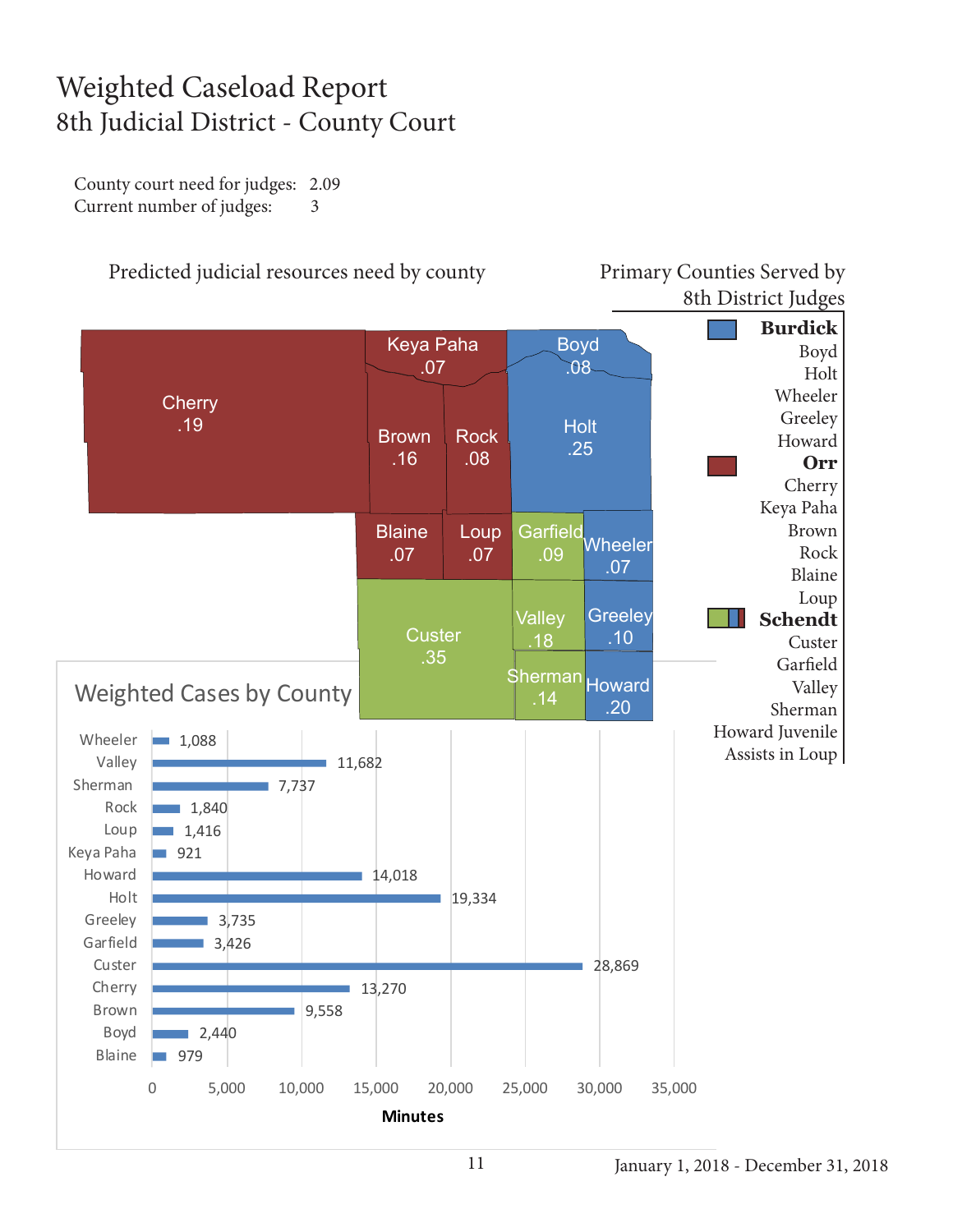# Weighted Caseload Report

## 8th Judicial District - County Court

County court need for judges: 2.09
Current number of judges: 3

### Predicted judicial resources need by county

| County | Need |
|---|---|
| Cherry | .19 |
| Keya Paha | .07 |
| Boyd | .08 |
| Brown | .16 |
| Rock | .08 |
| Holt | .25 |
| Blaine | .07 |
| Loup | .07 |
| Garfield | .09 |
| Wheeler | .07 |
| Custer | .35 |
| Valley | .18 |
| Greeley | .10 |
| Sherman | .14 |
| Howard | .20 |

### Primary Counties Served by 8th District Judges

**Burdick**
- Boyd
- Holt
- Wheeler
- Greeley
- Howard

**Orr**
- Cherry
- Keya Paha
- Brown
- Rock
- Blaine
- Loup

**Schendt**
- Custer
- Garfield
- Valley
- Sherman
- Howard Juvenile
- Assists in Loup

### Weighted Cases by County

| County | Minutes |
|---|---|
| Wheeler | 1,088 |
| Valley | 11,682 |
| Sherman | 7,737 |
| Rock | 1,840 |
| Loup | 1,416 |
| Keya Paha | 921 |
| Howard | 14,018 |
| Holt | 19,334 |
| Greeley | 3,735 |
| Garfield | 3,426 |
| Custer | 28,869 |
| Cherry | 13,270 |
| Brown | 9,558 |
| Boyd | 2,440 |
| Blaine | 979 |

January 1, 2018 - December 31, 2018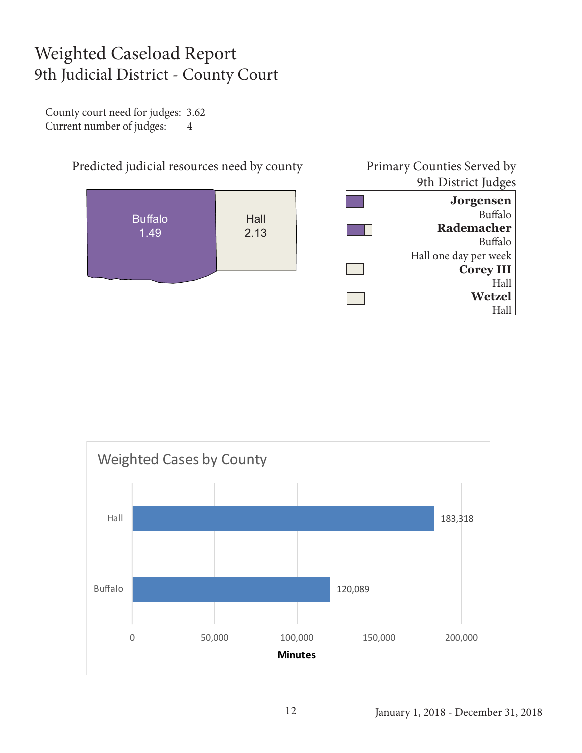# Weighted Caseload Report

## 9th Judicial District - County Court

County court need for judges: 3.62
Current number of judges: 4

Predicted judicial resources need by county

| County | Need |
|---|---|
| Buffalo | 1.49 |
| Hall | 2.13 |

Primary Counties Served by 9th District Judges

**Jorgensen**
Buffalo

**Rademacher**
Buffalo
Hall one day per week

**Corey III**
Hall

**Wetzel**
Hall

Weighted Cases by County

| County | Minutes |
|---|---|
| Hall | 183,318 |
| Buffalo | 120,089 |

January 1, 2018 - December 31, 2018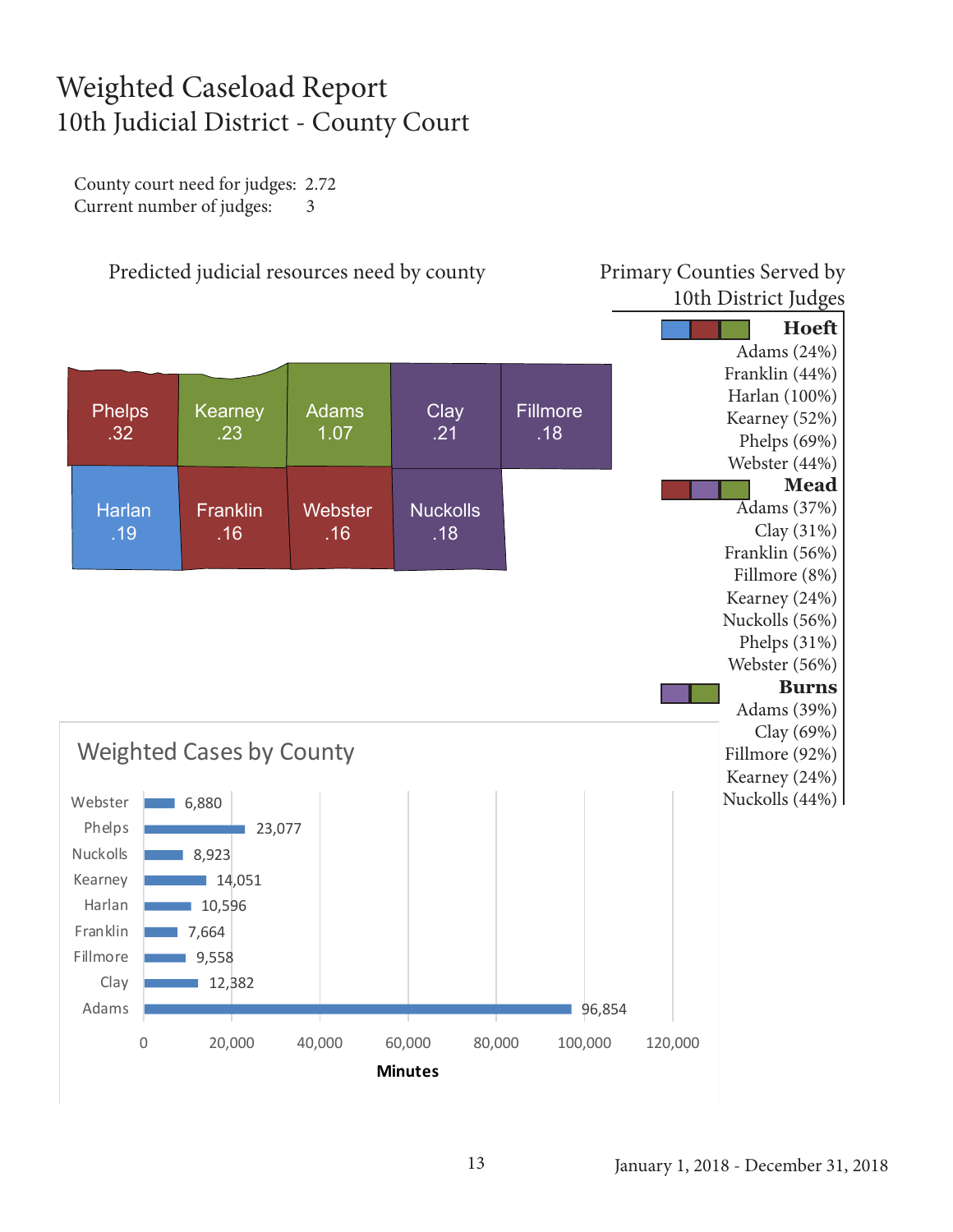# Weighted Caseload Report
## 10th Judicial District - County Court

County court need for judges: 2.72
Current number of judges: 3

### Predicted judicial resources need by county

| County | Need |
|---|---|
| Phelps | .32 |
| Kearney | .23 |
| Adams | 1.07 |
| Clay | .21 |
| Fillmore | .18 |
| Harlan | .19 |
| Franklin | .16 |
| Webster | .16 |
| Nuckolls | .18 |

### Primary Counties Served by 10th District Judges

**Hoeft**
- Adams (24%)
- Franklin (44%)
- Harlan (100%)
- Kearney (52%)
- Phelps (69%)
- Webster (44%)

**Mead**
- Adams (37%)
- Clay (31%)
- Franklin (56%)
- Fillmore (8%)
- Kearney (24%)
- Nuckolls (56%)
- Phelps (31%)
- Webster (56%)

**Burns**
- Adams (39%)
- Clay (69%)
- Fillmore (92%)
- Kearney (24%)
- Nuckolls (44%)

### Weighted Cases by County

| County | Minutes |
|---|---|
| Webster | 6,880 |
| Phelps | 23,077 |
| Nuckolls | 8,923 |
| Kearney | 14,051 |
| Harlan | 10,596 |
| Franklin | 7,664 |
| Fillmore | 9,558 |
| Clay | 12,382 |
| Adams | 96,854 |

January 1, 2018 - December 31, 2018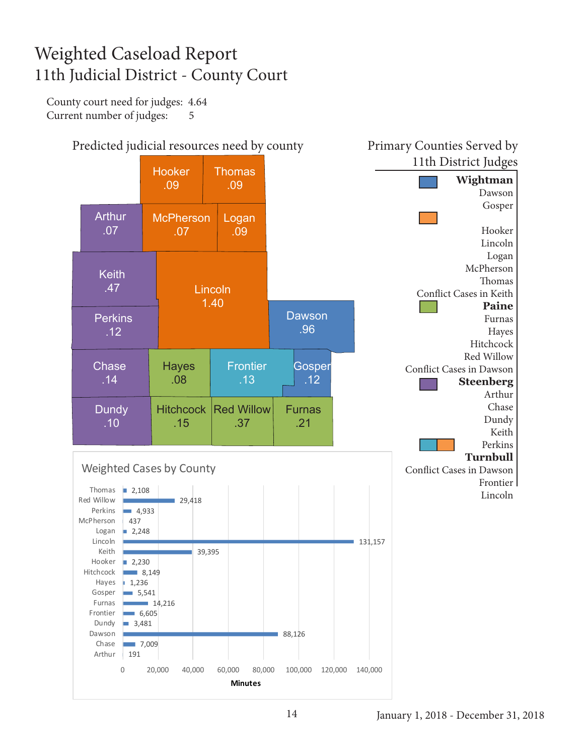# Weighted Caseload Report
## 11th Judicial District - County Court

County court need for judges: 4.64
Current number of judges: 5

### Predicted judicial resources need by county

| County | Need |
|---|---|
| Hooker | .09 |
| Thomas | .09 |
| Arthur | .07 |
| McPherson | .07 |
| Logan | .09 |
| Keith | .47 |
| Lincoln | 1.40 |
| Perkins | .12 |
| Dawson | .96 |
| Chase | .14 |
| Hayes | .08 |
| Frontier | .13 |
| Gosper | .12 |
| Dundy | .10 |
| Hitchcock | .15 |
| Red Willow | .37 |
| Furnas | .21 |

### Primary Counties Served by 11th District Judges

**Wightman**
Dawson
Gosper

Hooker
Lincoln
Logan
McPherson
Thomas
Conflict Cases in Keith

**Paine**
Furnas
Hayes
Hitchcock
Red Willow
Conflict Cases in Dawson

**Steenberg**
Arthur
Chase
Dundy
Keith
Perkins

**Turnbull**
Conflict Cases in Dawson
Frontier
Lincoln

### Weighted Cases by County

| County | Minutes |
|---|---|
| Thomas | 2,108 |
| Red Willow | 29,418 |
| Perkins | 4,933 |
| McPherson | 437 |
| Logan | 2,248 |
| Lincoln | 131,157 |
| Keith | 39,395 |
| Hooker | 2,230 |
| Hitchcock | 8,149 |
| Hayes | 1,236 |
| Gosper | 5,541 |
| Furnas | 14,216 |
| Frontier | 6,605 |
| Dundy | 3,481 |
| Dawson | 88,126 |
| Chase | 7,009 |
| Arthur | 191 |

January 1, 2018 - December 31, 2018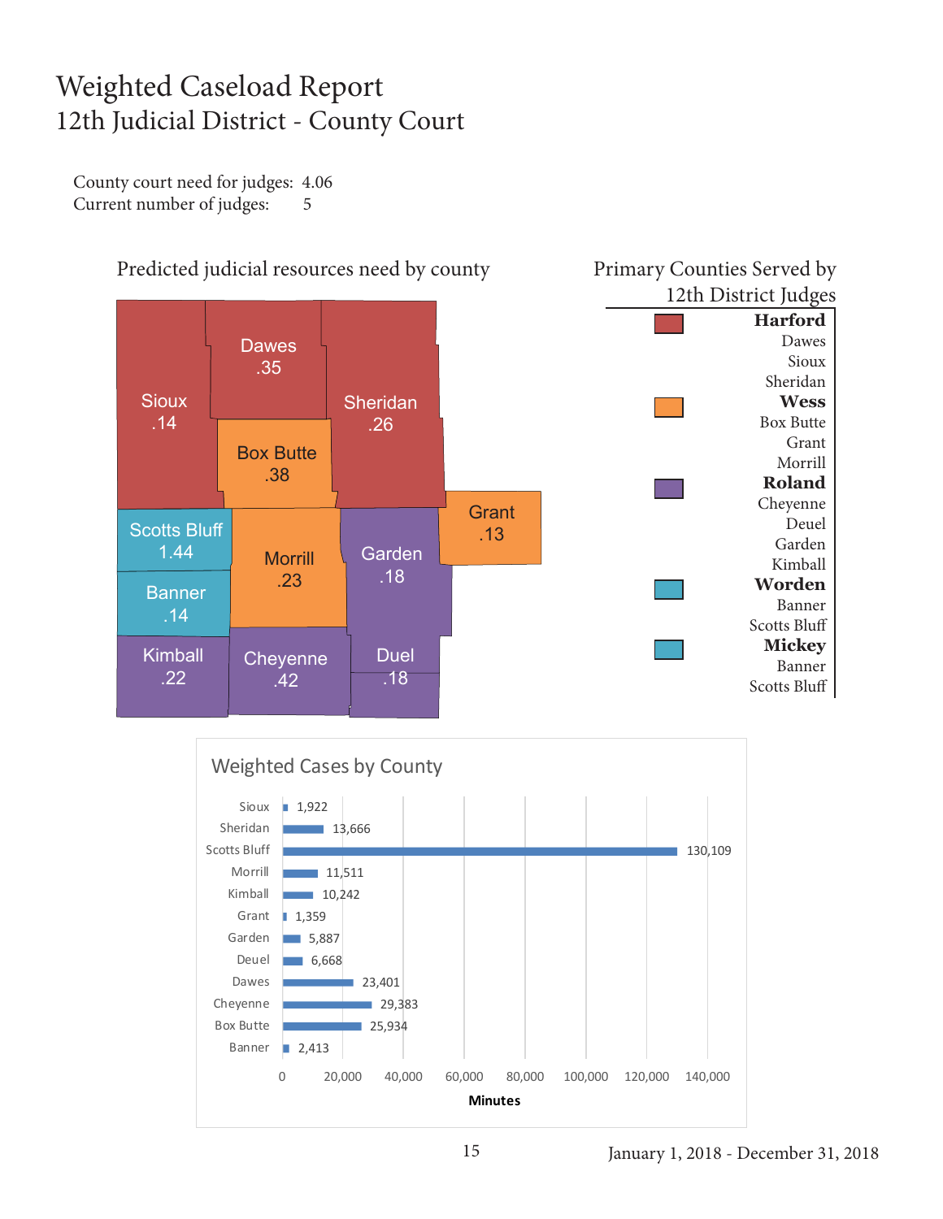# Weighted Caseload Report
## 12th Judicial District - County Court

County court need for judges: 4.06
Current number of judges: 5

Predicted judicial resources need by county

Dawes .35
Sioux .14
Sheridan .26
Box Butte .38
Grant .13
Scotts Bluff 1.44
Morrill .23
Garden .18
Banner .14
Kimball .22
Cheyenne .42
Duel .18

Primary Counties Served by 12th District Judges

**Harford**
Dawes
Sioux
Sheridan

**Wess**
Box Butte
Grant
Morrill

**Roland**
Cheyenne
Deuel
Garden
Kimball

**Worden**
Banner
Scotts Bluff

**Mickey**
Banner
Scotts Bluff

Weighted Cases by County

Sioux 1,922
Sheridan 13,666
Scotts Bluff 130,109
Morrill 11,511
Kimball 10,242
Grant 1,359
Garden 5,887
Deuel 6,668
Dawes 23,401
Cheyenne 29,383
Box Butte 25,934
Banner 2,413

0 20,000 40,000 60,000 80,000 100,000 120,000 140,000

Minutes

January 1, 2018 - December 31, 2018